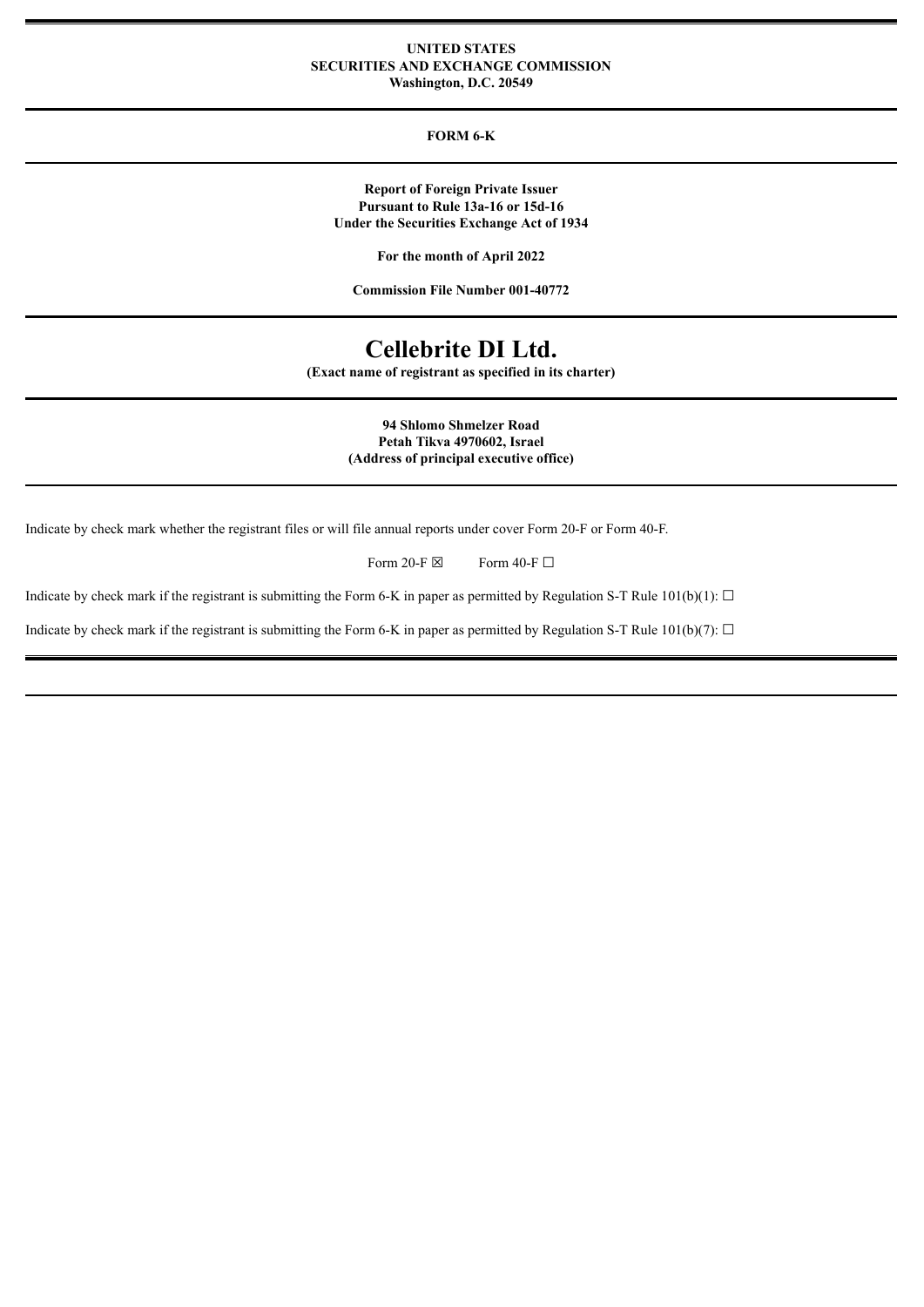**UNITED STATES**
**SECURITIES AND EXCHANGE COMMISSION**
**Washington, D.C. 20549**

**FORM 6-K**

**Report of Foreign Private Issuer**
**Pursuant to Rule 13a-16 or 15d-16**
**Under the Securities Exchange Act of 1934**

**For the month of April 2022**

**Commission File Number 001-40772**

# Cellebrite DI Ltd.

**(Exact name of registrant as specified in its charter)**

**94 Shlomo Shmelzer Road**
**Petah Tikva 4970602, Israel**
**(Address of principal executive office)**

Indicate by check mark whether the registrant files or will file annual reports under cover Form 20-F or Form 40-F.

Form 20-F ☒ Form 40-F ☐

Indicate by check mark if the registrant is submitting the Form 6-K in paper as permitted by Regulation S-T Rule 101(b)(1): ☐

Indicate by check mark if the registrant is submitting the Form 6-K in paper as permitted by Regulation S-T Rule 101(b)(7): ☐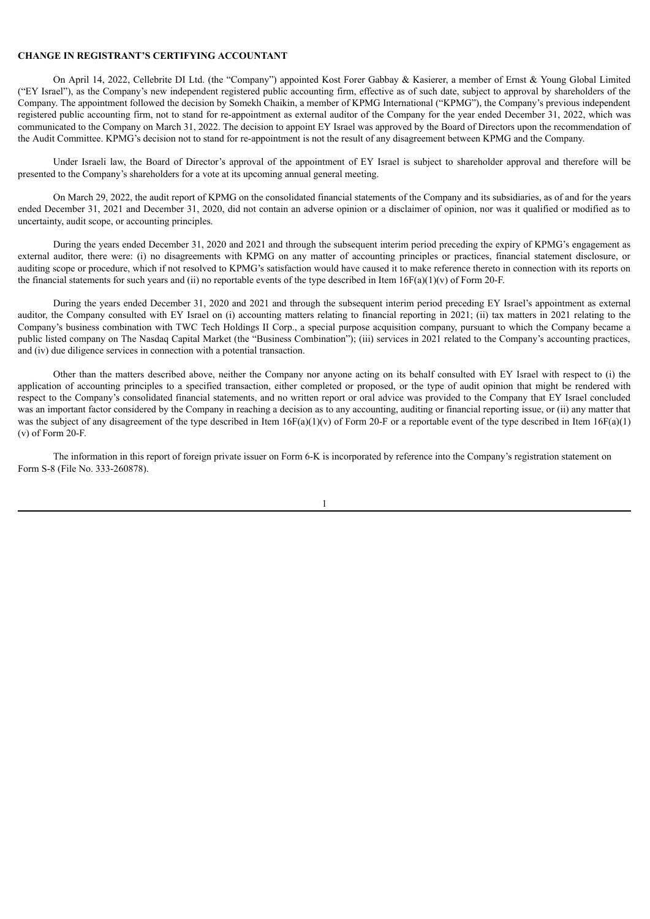**CHANGE IN REGISTRANT'S CERTIFYING ACCOUNTANT**

On April 14, 2022, Cellebrite DI Ltd. (the "Company") appointed Kost Forer Gabbay & Kasierer, a member of Ernst & Young Global Limited ("EY Israel"), as the Company's new independent registered public accounting firm, effective as of such date, subject to approval by shareholders of the Company. The appointment followed the decision by Somekh Chaikin, a member of KPMG International ("KPMG"), the Company's previous independent registered public accounting firm, not to stand for re-appointment as external auditor of the Company for the year ended December 31, 2022, which was communicated to the Company on March 31, 2022. The decision to appoint EY Israel was approved by the Board of Directors upon the recommendation of the Audit Committee. KPMG's decision not to stand for re-appointment is not the result of any disagreement between KPMG and the Company.

Under Israeli law, the Board of Director's approval of the appointment of EY Israel is subject to shareholder approval and therefore will be presented to the Company's shareholders for a vote at its upcoming annual general meeting.

On March 29, 2022, the audit report of KPMG on the consolidated financial statements of the Company and its subsidiaries, as of and for the years ended December 31, 2021 and December 31, 2020, did not contain an adverse opinion or a disclaimer of opinion, nor was it qualified or modified as to uncertainty, audit scope, or accounting principles.

During the years ended December 31, 2020 and 2021 and through the subsequent interim period preceding the expiry of KPMG's engagement as external auditor, there were: (i) no disagreements with KPMG on any matter of accounting principles or practices, financial statement disclosure, or auditing scope or procedure, which if not resolved to KPMG's satisfaction would have caused it to make reference thereto in connection with its reports on the financial statements for such years and (ii) no reportable events of the type described in Item 16F(a)(1)(v) of Form 20-F.

During the years ended December 31, 2020 and 2021 and through the subsequent interim period preceding EY Israel's appointment as external auditor, the Company consulted with EY Israel on (i) accounting matters relating to financial reporting in 2021; (ii) tax matters in 2021 relating to the Company's business combination with TWC Tech Holdings II Corp., a special purpose acquisition company, pursuant to which the Company became a public listed company on The Nasdaq Capital Market (the "Business Combination"); (iii) services in 2021 related to the Company's accounting practices, and (iv) due diligence services in connection with a potential transaction.

Other than the matters described above, neither the Company nor anyone acting on its behalf consulted with EY Israel with respect to (i) the application of accounting principles to a specified transaction, either completed or proposed, or the type of audit opinion that might be rendered with respect to the Company's consolidated financial statements, and no written report or oral advice was provided to the Company that EY Israel concluded was an important factor considered by the Company in reaching a decision as to any accounting, auditing or financial reporting issue, or (ii) any matter that was the subject of any disagreement of the type described in Item 16F(a)(1)(v) of Form 20-F or a reportable event of the type described in Item 16F(a)(1)(v) of Form 20-F.

The information in this report of foreign private issuer on Form 6-K is incorporated by reference into the Company's registration statement on Form S-8 (File No. 333-260878).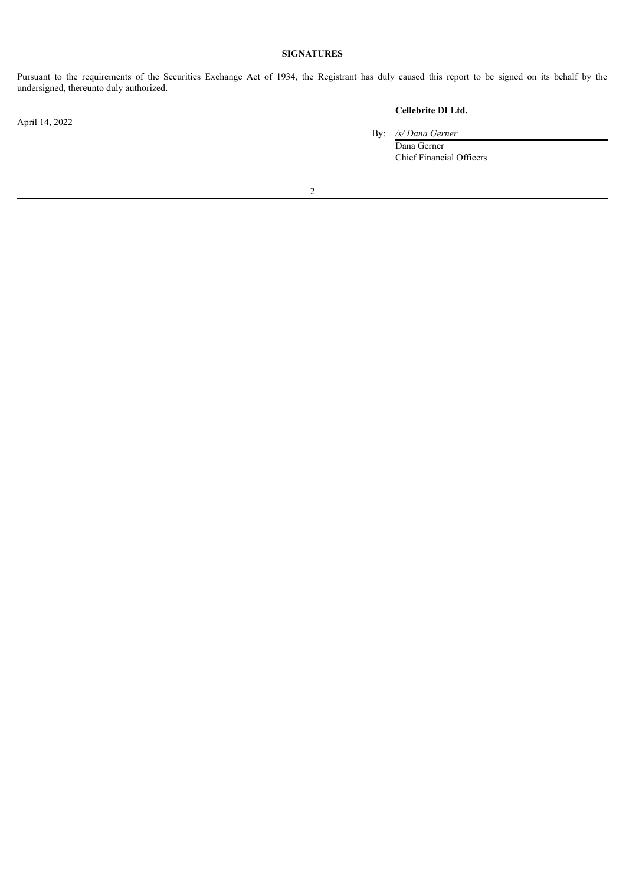**SIGNATURES**

Pursuant to the requirements of the Securities Exchange Act of 1934, the Registrant has duly caused this report to be signed on its behalf by the undersigned, thereunto duly authorized.

April 14, 2022

**Cellebrite DI Ltd.**

By: */s/ Dana Gerner*
Dana Gerner
Chief Financial Officers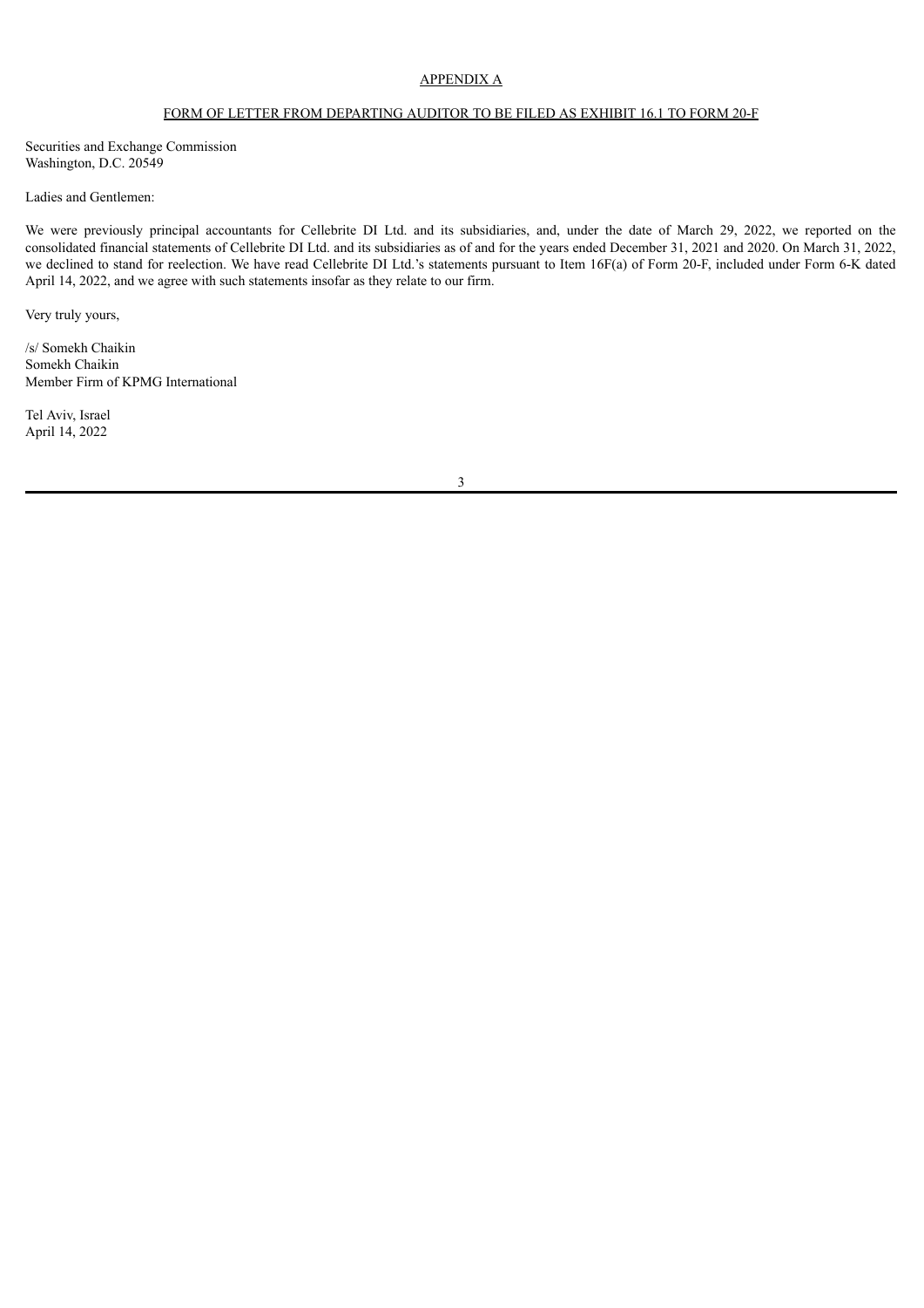## APPENDIX A

### FORM OF LETTER FROM DEPARTING AUDITOR TO BE FILED AS EXHIBIT 16.1 TO FORM 20-F

Securities and Exchange Commission
Washington, D.C. 20549

Ladies and Gentlemen:

We were previously principal accountants for Cellebrite DI Ltd. and its subsidiaries, and, under the date of March 29, 2022, we reported on the consolidated financial statements of Cellebrite DI Ltd. and its subsidiaries as of and for the years ended December 31, 2021 and 2020. On March 31, 2022, we declined to stand for reelection. We have read Cellebrite DI Ltd.'s statements pursuant to Item 16F(a) of Form 20-F, included under Form 6-K dated April 14, 2022, and we agree with such statements insofar as they relate to our firm.

Very truly yours,

/s/ Somekh Chaikin
Somekh Chaikin
Member Firm of KPMG International

Tel Aviv, Israel
April 14, 2022